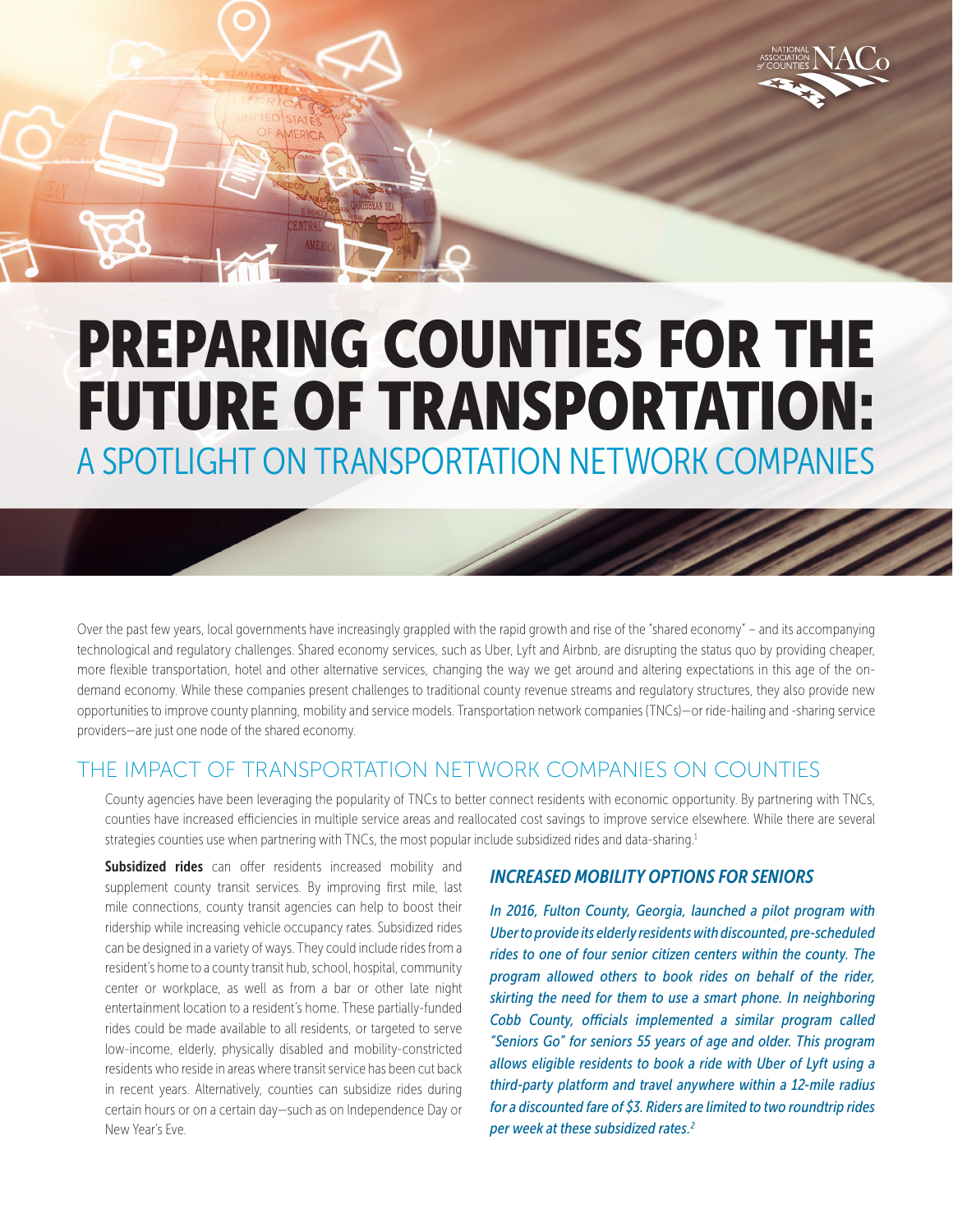# PREPARING COUNTIES FOR THE FUTURE OF TRANSPORTATION:

## A SPOTLIGHT ON TRANSPORTATION NETWORK COMPANIES

Over the past few years, local governments have increasingly grappled with the rapid growth and rise of the "shared economy" – and its accompanying technological and regulatory challenges. Shared economy services, such as Uber, Lyft and Airbnb, are disrupting the status quo by providing cheaper, more flexible transportation, hotel and other alternative services, changing the way we get around and altering expectations in this age of the on-demand economy. While these companies present challenges to traditional county revenue streams and regulatory structures, they also provide new opportunities to improve county planning, mobility and service models. Transportation network companies (TNCs)—or ride-hailing and -sharing service providers—are just one node of the shared economy.

## THE IMPACT OF TRANSPORTATION NETWORK COMPANIES ON COUNTIES

County agencies have been leveraging the popularity of TNCs to better connect residents with economic opportunity. By partnering with TNCs, counties have increased efficiencies in multiple service areas and reallocated cost savings to improve service elsewhere. While there are several strategies counties use when partnering with TNCs, the most popular include subsidized rides and data-sharing.[1]

**Subsidized rides** can offer residents increased mobility and supplement county transit services. By improving first mile, last mile connections, county transit agencies can help to boost their ridership while increasing vehicle occupancy rates. Subsidized rides can be designed in a variety of ways. They could include rides from a resident's home to a county transit hub, school, hospital, community center or workplace, as well as from a bar or other late night entertainment location to a resident's home. These partially-funded rides could be made available to all residents, or targeted to serve low-income, elderly, physically disabled and mobility-constricted residents who reside in areas where transit service has been cut back in recent years. Alternatively, counties can subsidize rides during certain hours or on a certain day—such as on Independence Day or New Year's Eve.

### *INCREASED MOBILITY OPTIONS FOR SENIORS*

*In 2016, Fulton County, Georgia, launched a pilot program with Uber to provide its elderly residents with discounted, pre-scheduled rides to one of four senior citizen centers within the county. The program allowed others to book rides on behalf of the rider, skirting the need for them to use a smart phone. In neighboring Cobb County, officials implemented a similar program called "Seniors Go" for seniors 55 years of age and older. This program allows eligible residents to book a ride with Uber of Lyft using a third-party platform and travel anywhere within a 12-mile radius for a discounted fare of $3. Riders are limited to two roundtrip rides per week at these subsidized rates.*[2]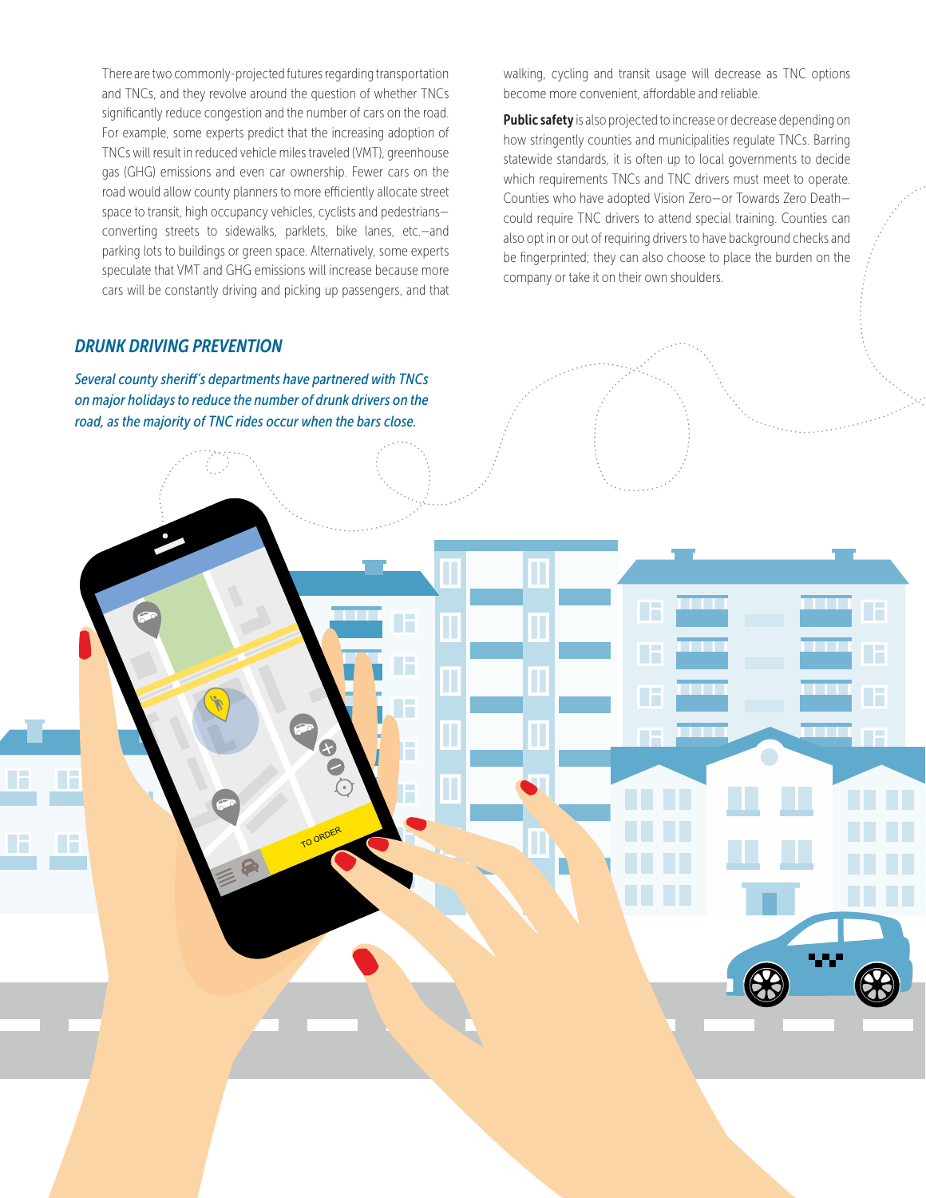There are two commonly-projected futures regarding transportation and TNCs, and they revolve around the question of whether TNCs significantly reduce congestion and the number of cars on the road. For example, some experts predict that the increasing adoption of TNCs will result in reduced vehicle miles traveled (VMT), greenhouse gas (GHG) emissions and even car ownership. Fewer cars on the road would allow county planners to more efficiently allocate street space to transit, high occupancy vehicles, cyclists and pedestrians—converting streets to sidewalks, parklets, bike lanes, etc.—and parking lots to buildings or green space. Alternatively, some experts speculate that VMT and GHG emissions will increase because more cars will be constantly driving and picking up passengers, and that walking, cycling and transit usage will decrease as TNC options become more convenient, affordable and reliable.

**Public safety** is also projected to increase or decrease depending on how stringently counties and municipalities regulate TNCs. Barring statewide standards, it is often up to local governments to decide which requirements TNCs and TNC drivers must meet to operate. Counties who have adopted Vision Zero—or Towards Zero Death—could require TNC drivers to attend special training. Counties can also opt in or out of requiring drivers to have background checks and be fingerprinted; they can also choose to place the burden on the company or take it on their own shoulders.

### *DRUNK DRIVING PREVENTION*

*Several county sheriff's departments have partnered with TNCs on major holidays to reduce the number of drunk drivers on the road, as the majority of TNC rides occur when the bars close.*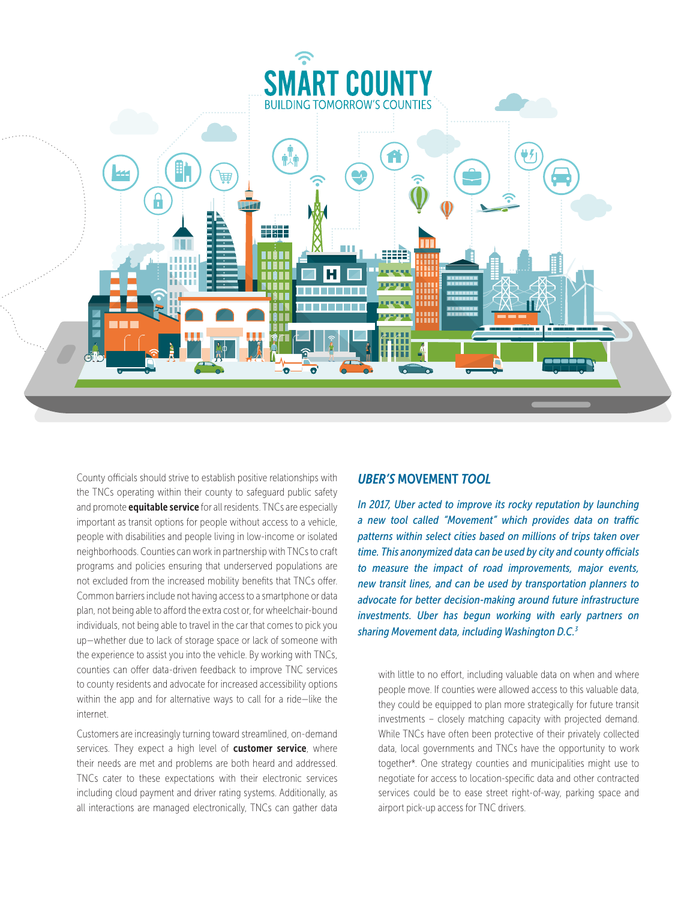SMART COUNTY

BUILDING TOMORROW'S COUNTIES

County officials should strive to establish positive relationships with the TNCs operating within their county to safeguard public safety and promote **equitable service** for all residents. TNCs are especially important as transit options for people without access to a vehicle, people with disabilities and people living in low-income or isolated neighborhoods. Counties can work in partnership with TNCs to craft programs and policies ensuring that underserved populations are not excluded from the increased mobility benefits that TNCs offer. Common barriers include not having access to a smartphone or data plan, not being able to afford the extra cost or, for wheelchair-bound individuals, not being able to travel in the car that comes to pick you up—whether due to lack of storage space or lack of someone with the experience to assist you into the vehicle. By working with TNCs, counties can offer data-driven feedback to improve TNC services to county residents and advocate for increased accessibility options within the app and for alternative ways to call for a ride—like the internet.

Customers are increasingly turning toward streamlined, on-demand services. They expect a high level of **customer service**, where their needs are met and problems are both heard and addressed. TNCs cater to these expectations with their electronic services including cloud payment and driver rating systems. Additionally, as all interactions are managed electronically, TNCs can gather data with little to no effort, including valuable data on when and where people move. If counties were allowed access to this valuable data, they could be equipped to plan more strategically for future transit investments – closely matching capacity with projected demand. While TNCs have often been protective of their privately collected data, local governments and TNCs have the opportunity to work together*. One strategy counties and municipalities might use to negotiate for access to location-specific data and other contracted services could be to ease street right-of-way, parking space and airport pick-up access for TNC drivers.

## *UBER'S* MOVEMENT *TOOL*

*In 2017, Uber acted to improve its rocky reputation by launching a new tool called "Movement" which provides data on traffic patterns within select cities based on millions of trips taken over time. This anonymized data can be used by city and county officials to measure the impact of road improvements, major events, new transit lines, and can be used by transportation planners to advocate for better decision-making around future infrastructure investments. Uber has begun working with early partners on sharing Movement data, including Washington D.C.*[3]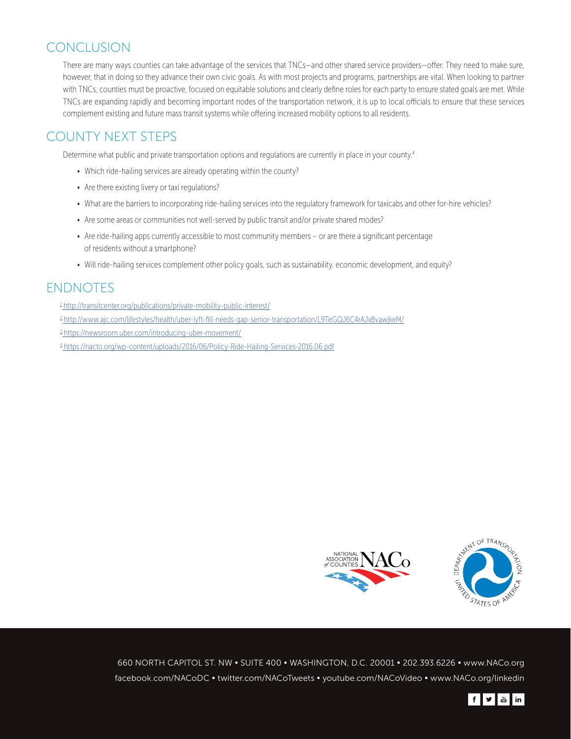## CONCLUSION

There are many ways counties can take advantage of the services that TNCs—and other shared service providers—offer. They need to make sure, however, that in doing so they advance their own civic goals. As with most projects and programs, partnerships are vital. When looking to partner with TNCs, counties must be proactive, focused on equitable solutions and clearly define roles for each party to ensure stated goals are met. While TNCs are expanding rapidly and becoming important nodes of the transportation network, it is up to local officials to ensure that these services complement existing and future mass transit systems while offering increased mobility options to all residents.

## COUNTY NEXT STEPS

Determine what public and private transportation options and regulations are currently in place in your county.[4]

- Which ride-hailing services are already operating within the county?
- Are there existing livery or taxi regulations?
- What are the barriers to incorporating ride-hailing services into the regulatory framework for taxicabs and other for-hire vehicles?
- Are some areas or communities not well-served by public transit and/or private shared modes?
- Are ride-hailing apps currently accessible to most community members – or are there a significant percentage of residents without a smartphone?
- Will ride-hailing services complement other policy goals, such as sustainability, economic development, and equity?

## ENDNOTES

[1] http://transitcenter.org/publications/private-mobility-public-interest/

[2] http://www.ajc.com/lifestyles/health/uber-lyft-fill-needs-gap-senior-transportation/L9TeGQJ6C4rAJxBvawjkeM/

[3] https://newsroom.uber.com/introducing-uber-movement/

[4] https://nacto.org/wp-content/uploads/2016/06/Policy-Ride-Hailing-Services-2016.06.pdf

660 NORTH CAPITOL ST. NW • SUITE 400 • WASHINGTON, D.C. 20001 • 202.393.6226 • www.NACo.org
facebook.com/NACoDC • twitter.com/NACoTweets • youtube.com/NACoVideo • www.NACo.org/linkedin